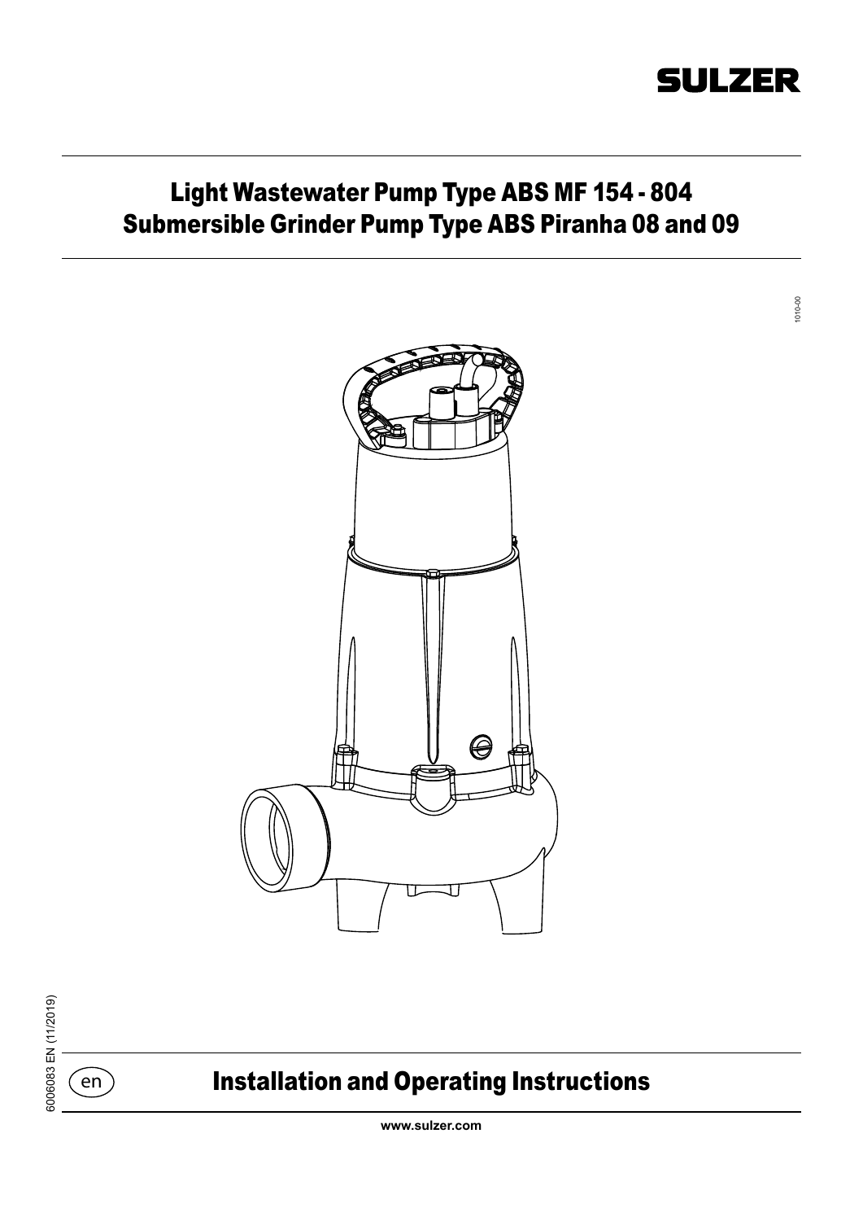SULZER

# Light Wastewater Pump Type ABS MF 154 - 804
# Submersible Grinder Pump Type ABS Piranha 08 and 09

1010-00

6006083 EN (11/2019)

en

## Installation and Operating Instructions

www.sulzer.com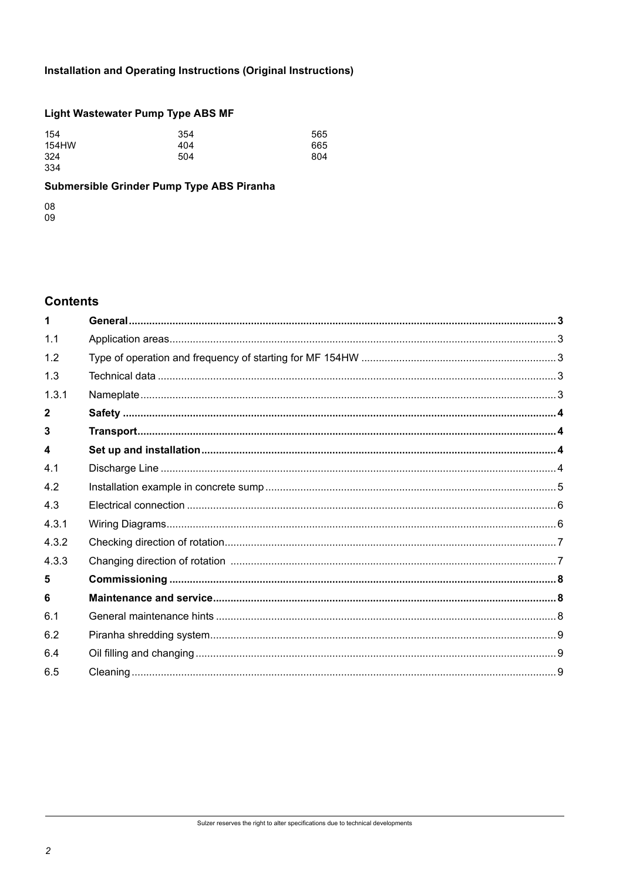**Installation and Operating Instructions (Original Instructions)**

**Light Wastewater Pump Type ABS MF**

| | | |
|---|---|---|
| 154 | 354 | 565 |
| 154HW | 404 | 665 |
| 324 | 504 | 804 |
| 334 | | |

**Submersible Grinder Pump Type ABS Piranha**

08
09

## Contents

| | | |
|---|---|---|
| **1** | **General** | **3** |
| 1.1 | Application areas | 3 |
| 1.2 | Type of operation and frequency of starting for MF 154HW | 3 |
| 1.3 | Technical data | 3 |
| 1.3.1 | Nameplate | 3 |
| **2** | **Safety** | **4** |
| **3** | **Transport** | **4** |
| **4** | **Set up and installation** | **4** |
| 4.1 | Discharge Line | 4 |
| 4.2 | Installation example in concrete sump | 5 |
| 4.3 | Electrical connection | 6 |
| 4.3.1 | Wiring Diagrams | 6 |
| 4.3.2 | Checking direction of rotation | 7 |
| 4.3.3 | Changing direction of rotation | 7 |
| **5** | **Commissioning** | **8** |
| **6** | **Maintenance and service** | **8** |
| 6.1 | General maintenance hints | 8 |
| 6.2 | Piranha shredding system | 9 |
| 6.4 | Oil filling and changing | 9 |
| 6.5 | Cleaning | 9 |

Sulzer reserves the right to alter specifications due to technical developments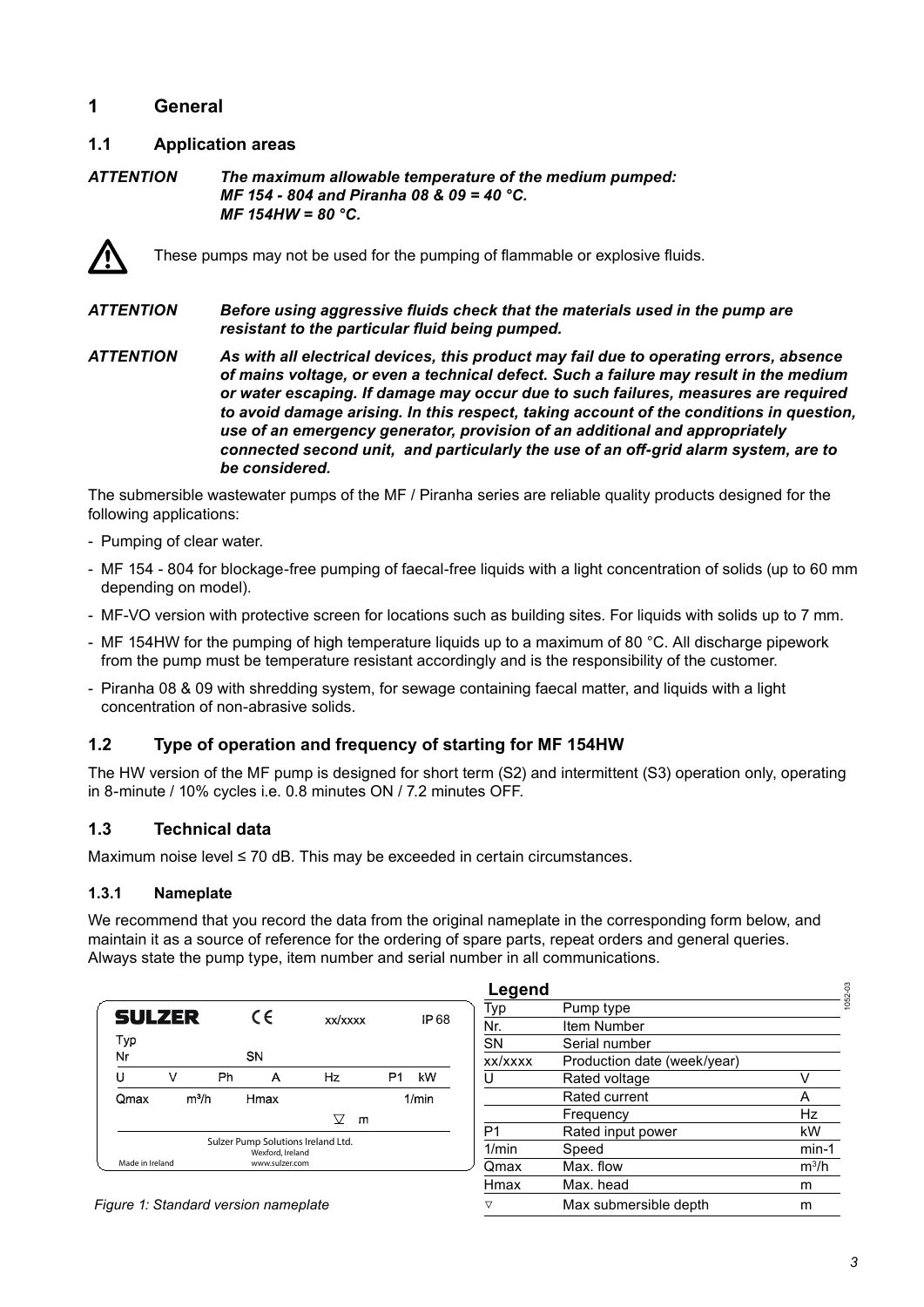# 1 General

## 1.1 Application areas

***ATTENTION*** ***The maximum allowable temperature of the medium pumped: MF 154 - 804 and Piranha 08 & 09 = 40 °C. MF 154HW = 80 °C.***

⚠ These pumps may not be used for the pumping of flammable or explosive fluids.

***ATTENTION*** ***Before using aggressive fluids check that the materials used in the pump are resistant to the particular fluid being pumped.***

***ATTENTION*** ***As with all electrical devices, this product may fail due to operating errors, absence of mains voltage, or even a technical defect. Such a failure may result in the medium or water escaping. If damage may occur due to such failures, measures are required to avoid damage arising. In this respect, taking account of the conditions in question, use of an emergency generator, provision of an additional and appropriately connected second unit, and particularly the use of an off-grid alarm system, are to be considered.***

The submersible wastewater pumps of the MF / Piranha series are reliable quality products designed for the following applications:

- Pumping of clear water.
- MF 154 - 804 for blockage-free pumping of faecal-free liquids with a light concentration of solids (up to 60 mm depending on model).
- MF-VO version with protective screen for locations such as building sites. For liquids with solids up to 7 mm.
- MF 154HW for the pumping of high temperature liquids up to a maximum of 80 °C. All discharge pipework from the pump must be temperature resistant accordingly and is the responsibility of the customer.
- Piranha 08 & 09 with shredding system, for sewage containing faecal matter, and liquids with a light concentration of non-abrasive solids.

## 1.2 Type of operation and frequency of starting for MF 154HW

The HW version of the MF pump is designed for short term (S2) and intermittent (S3) operation only, operating in 8-minute / 10% cycles i.e. 0.8 minutes ON / 7.2 minutes OFF.

## 1.3 Technical data

Maximum noise level ≤ 70 dB. This may be exceeded in certain circumstances.

### 1.3.1 Nameplate

We recommend that you record the data from the original nameplate in the corresponding form below, and maintain it as a source of reference for the ordering of spare parts, repeat orders and general queries. Always state the pump type, item number and serial number in all communications.

| SULZER | | | CE | | xx/xxxx | | IP 68 |
|---|---|---|---|---|---|---|---|
| Typ | | | | | | | |
| Nr | | | SN | | | | |
| U | V | Ph | A | Hz | | P1 | kW |
| Qmax | m³/h | | Hmax | | | | 1/min |
| | | | | | ▽ m | | |
| Made in Ireland | | | Sulzer Pump Solutions Ireland Ltd. Wexford, Ireland www.sulzer.com | | | | |

*Figure 1: Standard version nameplate*

**Legend**

| | | |
|---|---|---|
| Typ | Pump type | |
| Nr. | Item Number | |
| SN | Serial number | |
| xx/xxxx | Production date (week/year) | |
| U | Rated voltage | V |
| | Rated current | A |
| | Frequency | Hz |
| P1 | Rated input power | kW |
| 1/min | Speed | min-1 |
| Qmax | Max. flow | m³/h |
| Hmax | Max. head | m |
| ▽ | Max submersible depth | m |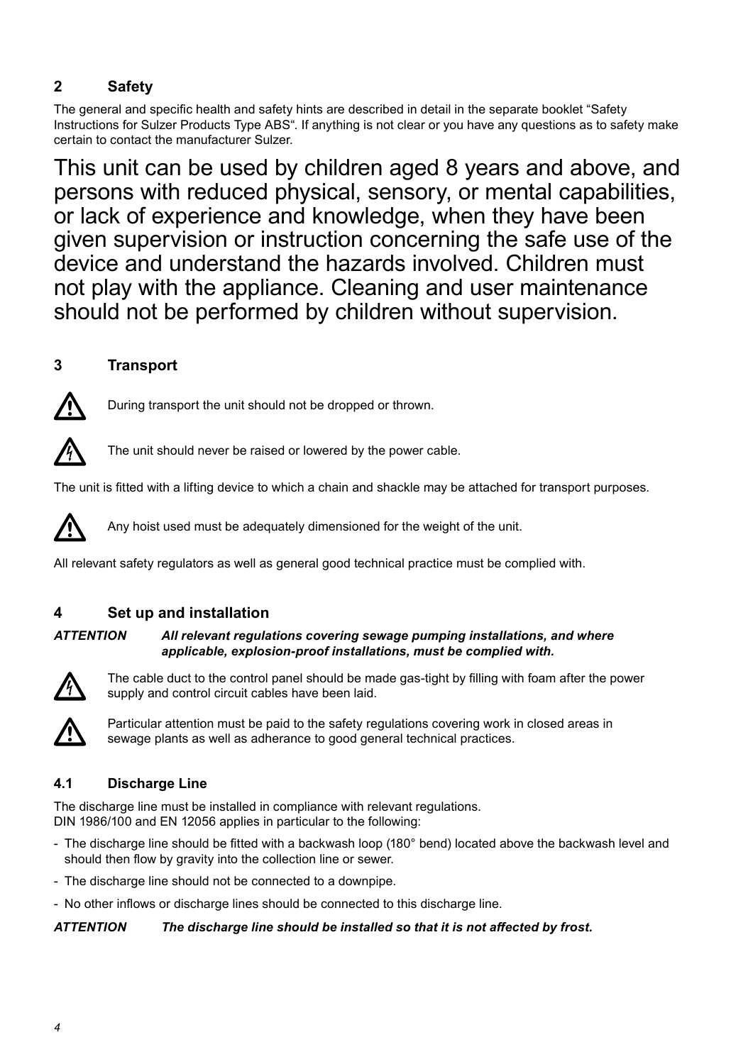## 2 Safety

The general and specific health and safety hints are described in detail in the separate booklet "Safety Instructions for Sulzer Products Type ABS". If anything is not clear or you have any questions as to safety make certain to contact the manufacturer Sulzer.

This unit can be used by children aged 8 years and above, and persons with reduced physical, sensory, or mental capabilities, or lack of experience and knowledge, when they have been given supervision or instruction concerning the safe use of the device and understand the hazards involved. Children must not play with the appliance. Cleaning and user maintenance should not be performed by children without supervision.

## 3 Transport

During transport the unit should not be dropped or thrown.

The unit should never be raised or lowered by the power cable.

The unit is fitted with a lifting device to which a chain and shackle may be attached for transport purposes.

Any hoist used must be adequately dimensioned for the weight of the unit.

All relevant safety regulators as well as general good technical practice must be complied with.

## 4 Set up and installation

***ATTENTION*** ***All relevant regulations covering sewage pumping installations, and where applicable, explosion-proof installations, must be complied with.***

The cable duct to the control panel should be made gas-tight by filling with foam after the power supply and control circuit cables have been laid.

Particular attention must be paid to the safety regulations covering work in closed areas in sewage plants as well as adherance to good general technical practices.

### 4.1 Discharge Line

The discharge line must be installed in compliance with relevant regulations.
DIN 1986/100 and EN 12056 applies in particular to the following:

- The discharge line should be fitted with a backwash loop (180° bend) located above the backwash level and should then flow by gravity into the collection line or sewer.
- The discharge line should not be connected to a downpipe.
- No other inflows or discharge lines should be connected to this discharge line.

***ATTENTION*** ***The discharge line should be installed so that it is not affected by frost.***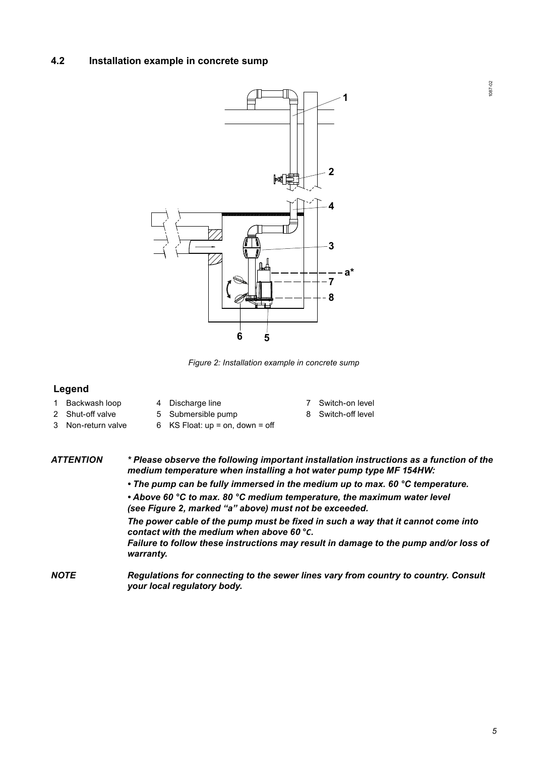## 4.2 Installation example in concrete sump

*Figure 2: Installation example in concrete sump*

### Legend

1 Backwash loop
2 Shut-off valve
3 Non-return valve
4 Discharge line
5 Submersible pump
6 KS Float: up = on, down = off
7 Switch-on level
8 Switch-off level

***ATTENTION*** ***\* Please observe the following important installation instructions as a function of the medium temperature when installing a hot water pump type MF 154HW:***

***• The pump can be fully immersed in the medium up to max. 60 °C temperature.***

***• Above 60 °C to max. 80 °C medium temperature, the maximum water level (see Figure 2, marked "a" above) must not be exceeded.***

***The power cable of the pump must be fixed in such a way that it cannot come into contact with the medium when above 60 °C.***
***Failure to follow these instructions may result in damage to the pump and/or loss of warranty.***

***NOTE*** ***Regulations for connecting to the sewer lines vary from country to country. Consult your local regulatory body.***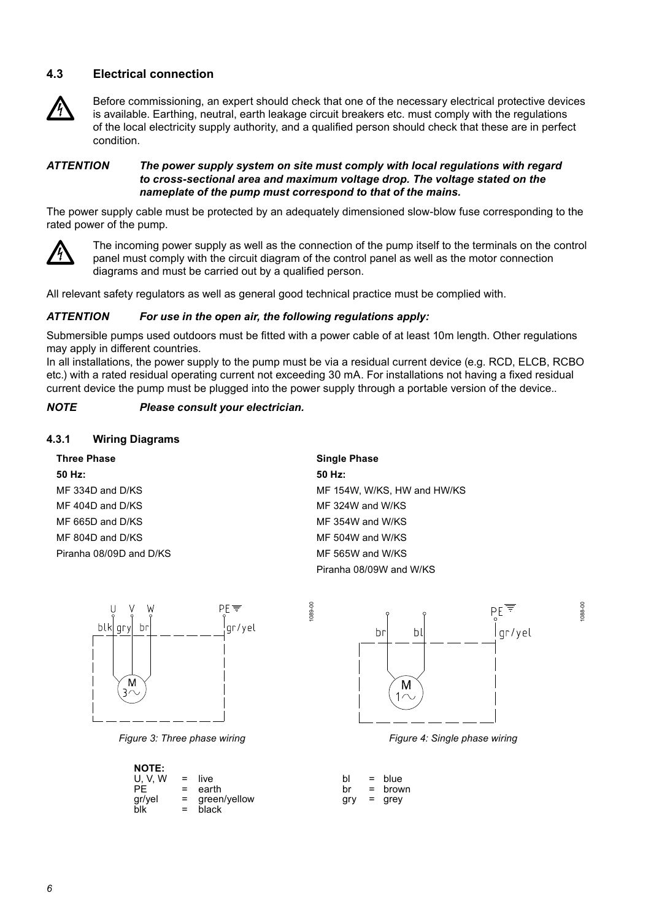### 4.3 Electrical connection

Before commissioning, an expert should check that one of the necessary electrical protective devices is available. Earthing, neutral, earth leakage circuit breakers etc. must comply with the regulations of the local electricity supply authority, and a qualified person should check that these are in perfect condition.

***ATTENTION*** ***The power supply system on site must comply with local regulations with regard to cross-sectional area and maximum voltage drop. The voltage stated on the nameplate of the pump must correspond to that of the mains.***

The power supply cable must be protected by an adequately dimensioned slow-blow fuse corresponding to the rated power of the pump.

The incoming power supply as well as the connection of the pump itself to the terminals on the control panel must comply with the circuit diagram of the control panel as well as the motor connection diagrams and must be carried out by a qualified person.

All relevant safety regulators as well as general good technical practice must be complied with.

***ATTENTION*** ***For use in the open air, the following regulations apply:***

Submersible pumps used outdoors must be fitted with a power cable of at least 10m length. Other regulations may apply in different countries.

In all installations, the power supply to the pump must be via a residual current device (e.g. RCD, ELCB, RCBO etc.) with a rated residual operating current not exceeding 30 mA. For installations not having a fixed residual current device the pump must be plugged into the power supply through a portable version of the device..

***NOTE*** ***Please consult your electrician.***

#### 4.3.1 Wiring Diagrams

**Three Phase**

**50 Hz:**

MF 334D and D/KS
MF 404D and D/KS
MF 665D and D/KS
MF 804D and D/KS
Piranha 08/09D and D/KS

**Single Phase**

**50 Hz:**

MF 154W, W/KS, HW and HW/KS
MF 324W and W/KS
MF 354W and W/KS
MF 504W and W/KS
MF 565W and W/KS
Piranha 08/09W and W/KS

*Figure 3: Three phase wiring*

*Figure 4: Single phase wiring*

**NOTE:**

U, V, W = live
PE = earth
gr/yel = green/yellow
blk = black
bl = blue
br = brown
gry = grey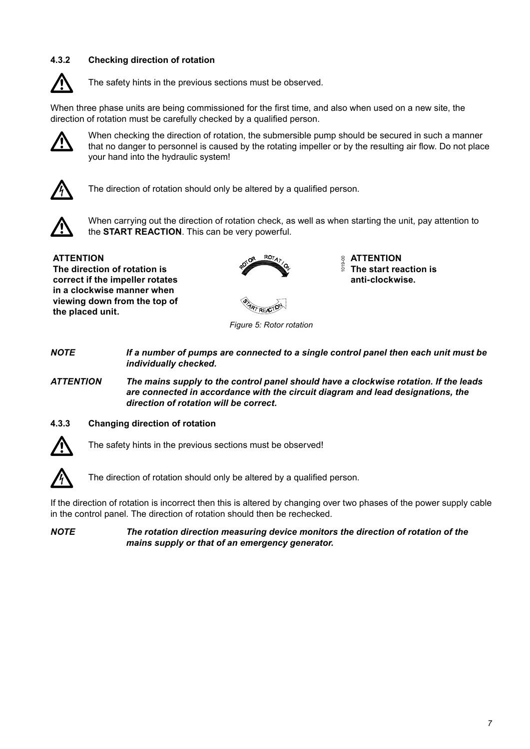### 4.3.2 Checking direction of rotation

The safety hints in the previous sections must be observed.

When three phase units are being commissioned for the first time, and also when used on a new site, the direction of rotation must be carefully checked by a qualified person.

When checking the direction of rotation, the submersible pump should be secured in such a manner that no danger to personnel is caused by the rotating impeller or by the resulting air flow. Do not place your hand into the hydraulic system!

The direction of rotation should only be altered by a qualified person.

When carrying out the direction of rotation check, as well as when starting the unit, pay attention to the **START REACTION**. This can be very powerful.

**ATTENTION**
**The direction of rotation is correct if the impeller rotates in a clockwise manner when viewing down from the top of the placed unit.**

**ATTENTION**
**The start reaction is anti-clockwise.**

*Figure 5: Rotor rotation*

***NOTE*** ***If a number of pumps are connected to a single control panel then each unit must be individually checked.***

***ATTENTION*** ***The mains supply to the control panel should have a clockwise rotation. If the leads are connected in accordance with the circuit diagram and lead designations, the direction of rotation will be correct.***

### 4.3.3 Changing direction of rotation

The safety hints in the previous sections must be observed!

The direction of rotation should only be altered by a qualified person.

If the direction of rotation is incorrect then this is altered by changing over two phases of the power supply cable in the control panel. The direction of rotation should then be rechecked.

***NOTE*** ***The rotation direction measuring device monitors the direction of rotation of the mains supply or that of an emergency generator.***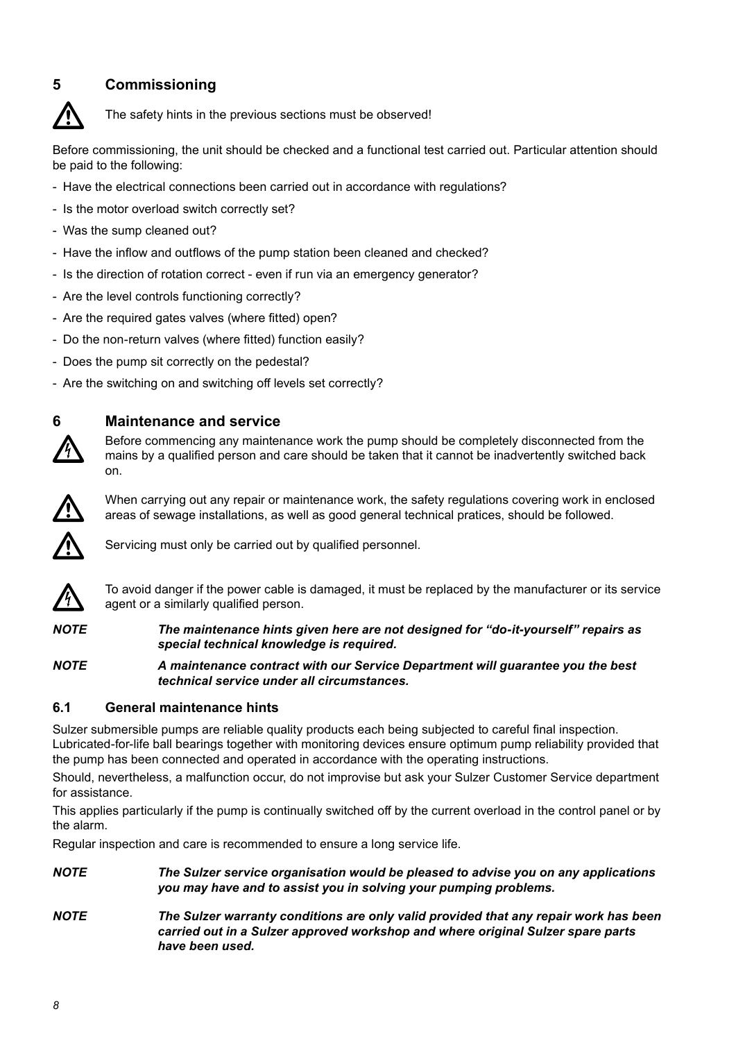# 5 Commissioning

The safety hints in the previous sections must be observed!

Before commissioning, the unit should be checked and a functional test carried out. Particular attention should be paid to the following:

- Have the electrical connections been carried out in accordance with regulations?
- Is the motor overload switch correctly set?
- Was the sump cleaned out?
- Have the inflow and outflows of the pump station been cleaned and checked?
- Is the direction of rotation correct - even if run via an emergency generator?
- Are the level controls functioning correctly?
- Are the required gates valves (where fitted) open?
- Do the non-return valves (where fitted) function easily?
- Does the pump sit correctly on the pedestal?
- Are the switching on and switching off levels set correctly?

# 6 Maintenance and service

Before commencing any maintenance work the pump should be completely disconnected from the mains by a qualified person and care should be taken that it cannot be inadvertently switched back on.

When carrying out any repair or maintenance work, the safety regulations covering work in enclosed areas of sewage installations, as well as good general technical pratices, should be followed.

Servicing must only be carried out by qualified personnel.

To avoid danger if the power cable is damaged, it must be replaced by the manufacturer or its service agent or a similarly qualified person.

***NOTE*** ***The maintenance hints given here are not designed for "do-it-yourself" repairs as special technical knowledge is required.***

***NOTE*** ***A maintenance contract with our Service Department will guarantee you the best technical service under all circumstances.***

## 6.1 General maintenance hints

Sulzer submersible pumps are reliable quality products each being subjected to careful final inspection. Lubricated-for-life ball bearings together with monitoring devices ensure optimum pump reliability provided that the pump has been connected and operated in accordance with the operating instructions.

Should, nevertheless, a malfunction occur, do not improvise but ask your Sulzer Customer Service department for assistance.

This applies particularly if the pump is continually switched off by the current overload in the control panel or by the alarm.

Regular inspection and care is recommended to ensure a long service life.

***NOTE*** ***The Sulzer service organisation would be pleased to advise you on any applications you may have and to assist you in solving your pumping problems.***

***NOTE*** ***The Sulzer warranty conditions are only valid provided that any repair work has been carried out in a Sulzer approved workshop and where original Sulzer spare parts have been used.***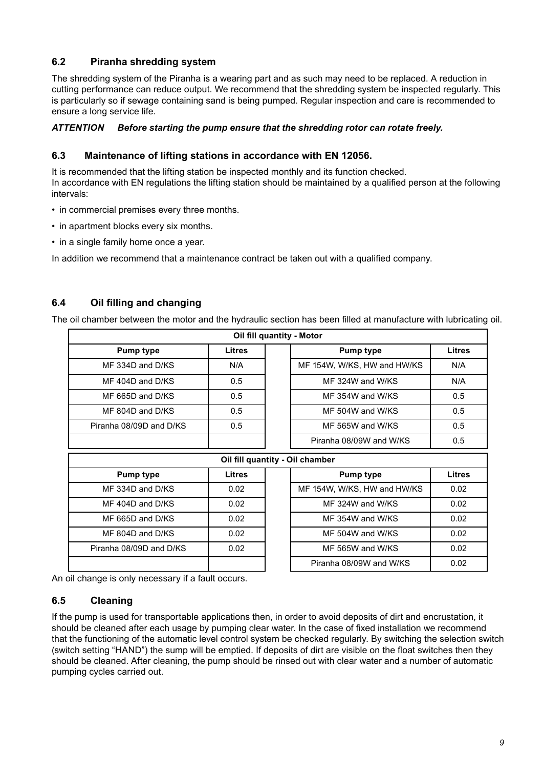### 6.2 Piranha shredding system

The shredding system of the Piranha is a wearing part and as such may need to be replaced. A reduction in cutting performance can reduce output. We recommend that the shredding system be inspected regularly. This is particularly so if sewage containing sand is being pumped. Regular inspection and care is recommended to ensure a long service life.

***ATTENTION Before starting the pump ensure that the shredding rotor can rotate freely.***

### 6.3 Maintenance of lifting stations in accordance with EN 12056.

It is recommended that the lifting station be inspected monthly and its function checked.
In accordance with EN regulations the lifting station should be maintained by a qualified person at the following intervals:

- in commercial premises every three months.
- in apartment blocks every six months.
- in a single family home once a year.

In addition we recommend that a maintenance contract be taken out with a qualified company.

### 6.4 Oil filling and changing

The oil chamber between the motor and the hydraulic section has been filled at manufacture with lubricating oil.

| Oil fill quantity - Motor | | | | |
|---|---|---|---|---|
| **Pump type** | **Litres** | | **Pump type** | **Litres** |
| MF 334D and D/KS | N/A | | MF 154W, W/KS, HW and HW/KS | N/A |
| MF 404D and D/KS | 0.5 | | MF 324W and W/KS | N/A |
| MF 665D and D/KS | 0.5 | | MF 354W and W/KS | 0.5 |
| MF 804D and D/KS | 0.5 | | MF 504W and W/KS | 0.5 |
| Piranha 08/09D and D/KS | 0.5 | | MF 565W and W/KS | 0.5 |
| | | | Piranha 08/09W and W/KS | 0.5 |

| Oil fill quantity - Oil chamber | | | | |
|---|---|---|---|---|
| **Pump type** | **Litres** | | **Pump type** | **Litres** |
| MF 334D and D/KS | 0.02 | | MF 154W, W/KS, HW and HW/KS | 0.02 |
| MF 404D and D/KS | 0.02 | | MF 324W and W/KS | 0.02 |
| MF 665D and D/KS | 0.02 | | MF 354W and W/KS | 0.02 |
| MF 804D and D/KS | 0.02 | | MF 504W and W/KS | 0.02 |
| Piranha 08/09D and D/KS | 0.02 | | MF 565W and W/KS | 0.02 |
| | | | Piranha 08/09W and W/KS | 0.02 |

An oil change is only necessary if a fault occurs.

### 6.5 Cleaning

If the pump is used for transportable applications then, in order to avoid deposits of dirt and encrustation, it should be cleaned after each usage by pumping clear water. In the case of fixed installation we recommend that the functioning of the automatic level control system be checked regularly. By switching the selection switch (switch setting "HAND") the sump will be emptied. If deposits of dirt are visible on the float switches then they should be cleaned. After cleaning, the pump should be rinsed out with clear water and a number of automatic pumping cycles carried out.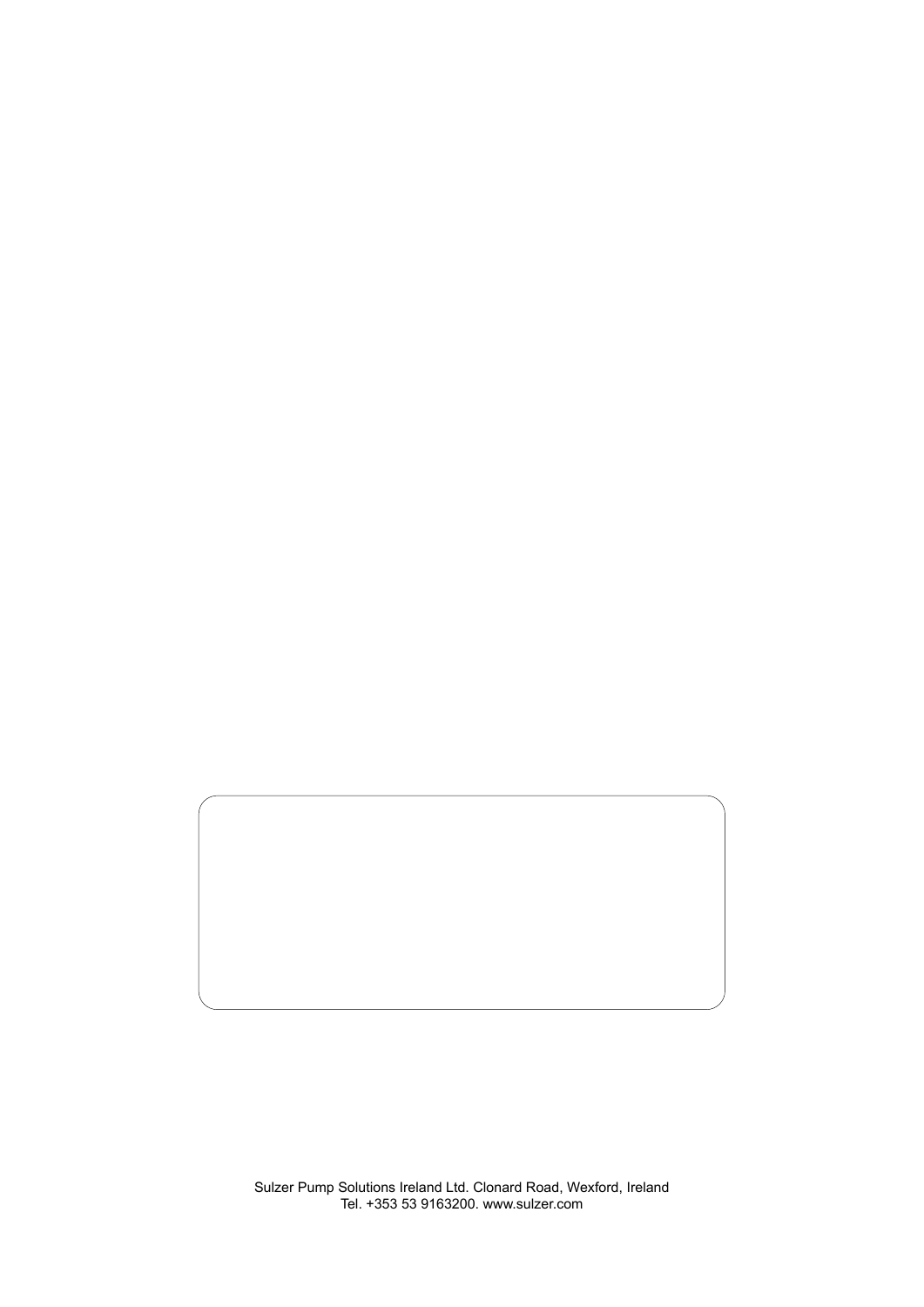Sulzer Pump Solutions Ireland Ltd. Clonard Road, Wexford, Ireland
Tel. +353 53 9163200. www.sulzer.com